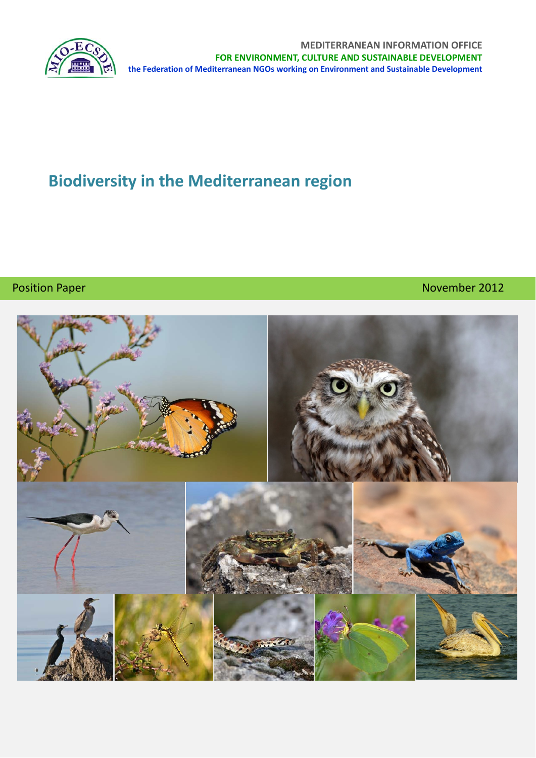MEDITERRANEAN INFORMATION OFFICE
**FOR ENVIRONMENT, CULTURE AND SUSTAINABLE DEVELOPMENT**
**the Federation of Mediterranean NGOs working on Environment and Sustainable Development**

# Biodiversity in the Mediterranean region

Position Paper

November 2012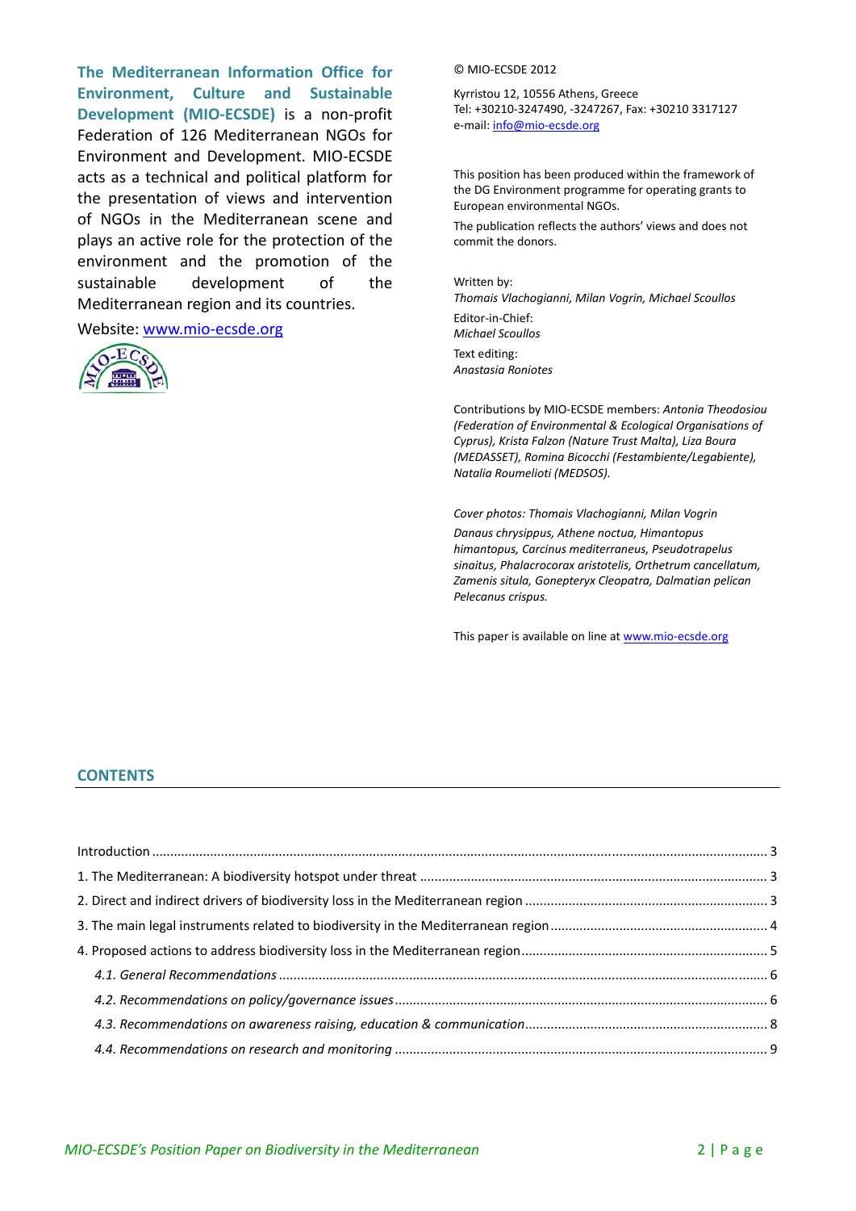**The Mediterranean Information Office for Environment, Culture and Sustainable Development (MIO-ECSDE)** is a non-profit Federation of 126 Mediterranean NGOs for Environment and Development. MIO-ECSDE acts as a technical and political platform for the presentation of views and intervention of NGOs in the Mediterranean scene and plays an active role for the protection of the environment and the promotion of the sustainable development of the Mediterranean region and its countries.

Website: www.mio-ecsde.org

© MIO-ECSDE 2012

Kyrristou 12, 10556 Athens, Greece
Tel: +30210-3247490, -3247267, Fax: +30210 3317127
e-mail: info@mio-ecsde.org

This position has been produced within the framework of the DG Environment programme for operating grants to European environmental NGOs.

The publication reflects the authors' views and does not commit the donors.

Written by:
*Thomais Vlachogianni, Milan Vogrin, Michael Scoullos*

Editor-in-Chief:
*Michael Scoullos*

Text editing:
*Anastasia Roniotes*

Contributions by MIO-ECSDE members: *Antonia Theodosiou (Federation of Environmental & Ecological Organisations of Cyprus), Krista Falzon (Nature Trust Malta), Liza Boura (MEDASSET), Romina Bicocchi (Festambiente/Legabiente), Natalia Roumelioti (MEDSOS).*

*Cover photos: Thomais Vlachogianni, Milan Vogrin*

*Danaus chrysippus, Athene noctua, Himantopus himantopus, Carcinus mediterraneus, Pseudotrapelus sinaitus, Phalacrocorax aristotelis, Orthetrum cancellatum, Zamenis situla, Gonepteryx Cleopatra, Dalmatian pelican Pelecanus crispus.*

This paper is available on line at www.mio-ecsde.org

## CONTENTS

Introduction ..... 3
1. The Mediterranean: A biodiversity hotspot under threat ..... 3
2. Direct and indirect drivers of biodiversity loss in the Mediterranean region ..... 3
3. The main legal instruments related to biodiversity in the Mediterranean region ..... 4
4. Proposed actions to address biodiversity loss in the Mediterranean region ..... 5
   *4.1. General Recommendations* ..... 6
   *4.2. Recommendations on policy/governance issues* ..... 6
   *4.3. Recommendations on awareness raising, education & communication* ..... 8
   *4.4. Recommendations on research and monitoring* ..... 9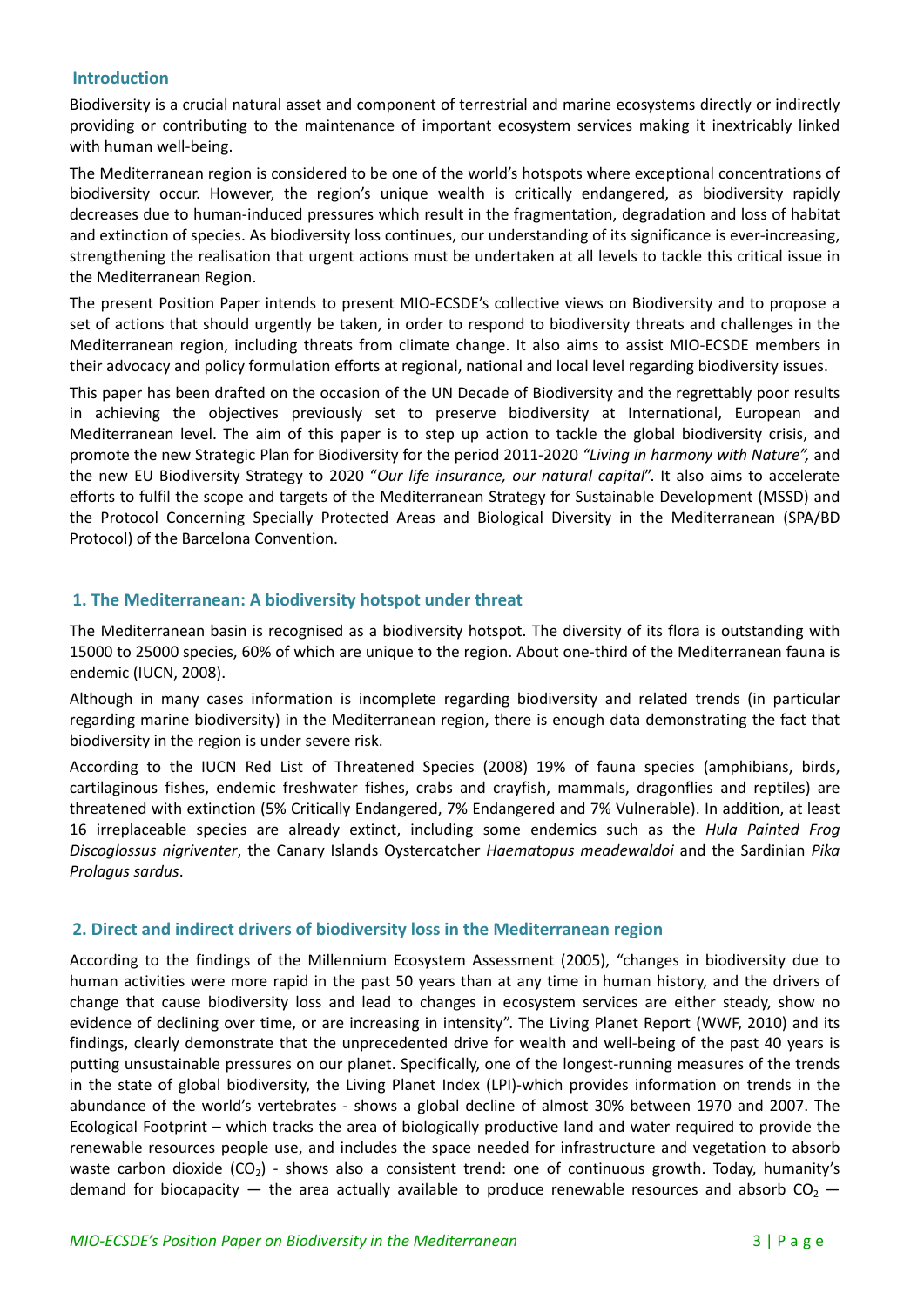## Introduction

Biodiversity is a crucial natural asset and component of terrestrial and marine ecosystems directly or indirectly providing or contributing to the maintenance of important ecosystem services making it inextricably linked with human well-being.

The Mediterranean region is considered to be one of the world's hotspots where exceptional concentrations of biodiversity occur. However, the region's unique wealth is critically endangered, as biodiversity rapidly decreases due to human-induced pressures which result in the fragmentation, degradation and loss of habitat and extinction of species. As biodiversity loss continues, our understanding of its significance is ever-increasing, strengthening the realisation that urgent actions must be undertaken at all levels to tackle this critical issue in the Mediterranean Region.

The present Position Paper intends to present MIO-ECSDE's collective views on Biodiversity and to propose a set of actions that should urgently be taken, in order to respond to biodiversity threats and challenges in the Mediterranean region, including threats from climate change. It also aims to assist MIO-ECSDE members in their advocacy and policy formulation efforts at regional, national and local level regarding biodiversity issues.

This paper has been drafted on the occasion of the UN Decade of Biodiversity and the regrettably poor results in achieving the objectives previously set to preserve biodiversity at International, European and Mediterranean level. The aim of this paper is to step up action to tackle the global biodiversity crisis, and promote the new Strategic Plan for Biodiversity for the period 2011-2020 *"Living in harmony with Nature",* and the new EU Biodiversity Strategy to 2020 "*Our life insurance, our natural capital*". It also aims to accelerate efforts to fulfil the scope and targets of the Mediterranean Strategy for Sustainable Development (MSSD) and the Protocol Concerning Specially Protected Areas and Biological Diversity in the Mediterranean (SPA/BD Protocol) of the Barcelona Convention.

## 1. The Mediterranean: A biodiversity hotspot under threat

The Mediterranean basin is recognised as a biodiversity hotspot. The diversity of its flora is outstanding with 15000 to 25000 species, 60% of which are unique to the region. About one-third of the Mediterranean fauna is endemic (IUCN, 2008).

Although in many cases information is incomplete regarding biodiversity and related trends (in particular regarding marine biodiversity) in the Mediterranean region, there is enough data demonstrating the fact that biodiversity in the region is under severe risk.

According to the IUCN Red List of Threatened Species (2008) 19% of fauna species (amphibians, birds, cartilaginous fishes, endemic freshwater fishes, crabs and crayfish, mammals, dragonflies and reptiles) are threatened with extinction (5% Critically Endangered, 7% Endangered and 7% Vulnerable). In addition, at least 16 irreplaceable species are already extinct, including some endemics such as the *Hula Painted Frog Discoglossus nigriventer*, the Canary Islands Oystercatcher *Haematopus meadewaldoi* and the Sardinian *Pika Prolagus sardus*.

## 2. Direct and indirect drivers of biodiversity loss in the Mediterranean region

According to the findings of the Millennium Ecosystem Assessment (2005), "changes in biodiversity due to human activities were more rapid in the past 50 years than at any time in human history, and the drivers of change that cause biodiversity loss and lead to changes in ecosystem services are either steady, show no evidence of declining over time, or are increasing in intensity". The Living Planet Report (WWF, 2010) and its findings, clearly demonstrate that the unprecedented drive for wealth and well-being of the past 40 years is putting unsustainable pressures on our planet. Specifically, one of the longest-running measures of the trends in the state of global biodiversity, the Living Planet Index (LPI)-which provides information on trends in the abundance of the world's vertebrates - shows a global decline of almost 30% between 1970 and 2007. The Ecological Footprint – which tracks the area of biologically productive land and water required to provide the renewable resources people use, and includes the space needed for infrastructure and vegetation to absorb waste carbon dioxide ($CO_2$) - shows also a consistent trend: one of continuous growth. Today, humanity's demand for biocapacity — the area actually available to produce renewable resources and absorb $CO_2$ —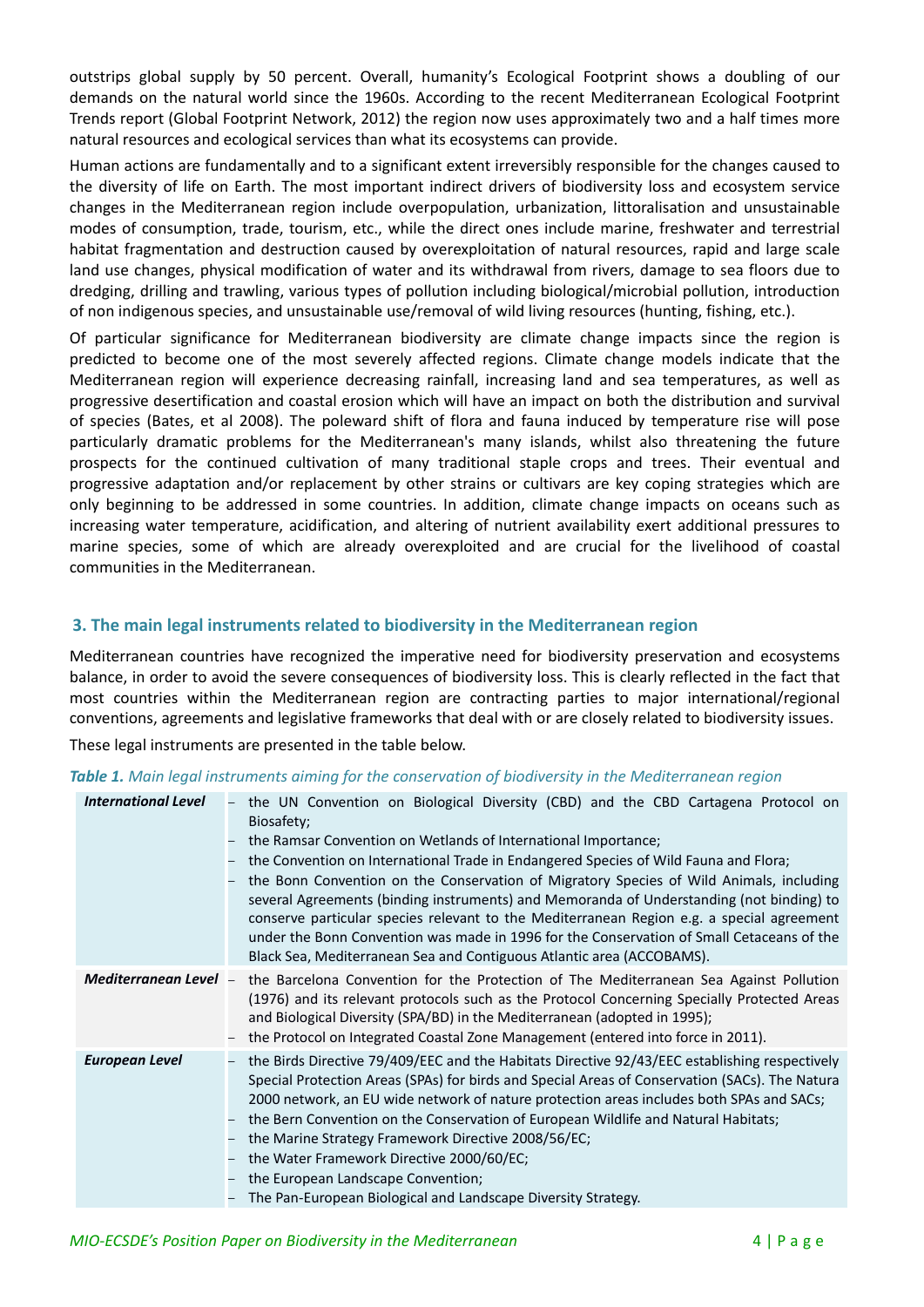outstrips global supply by 50 percent. Overall, humanity's Ecological Footprint shows a doubling of our demands on the natural world since the 1960s. According to the recent Mediterranean Ecological Footprint Trends report (Global Footprint Network, 2012) the region now uses approximately two and a half times more natural resources and ecological services than what its ecosystems can provide.

Human actions are fundamentally and to a significant extent irreversibly responsible for the changes caused to the diversity of life on Earth. The most important indirect drivers of biodiversity loss and ecosystem service changes in the Mediterranean region include overpopulation, urbanization, littoralisation and unsustainable modes of consumption, trade, tourism, etc., while the direct ones include marine, freshwater and terrestrial habitat fragmentation and destruction caused by overexploitation of natural resources, rapid and large scale land use changes, physical modification of water and its withdrawal from rivers, damage to sea floors due to dredging, drilling and trawling, various types of pollution including biological/microbial pollution, introduction of non indigenous species, and unsustainable use/removal of wild living resources (hunting, fishing, etc.).

Of particular significance for Mediterranean biodiversity are climate change impacts since the region is predicted to become one of the most severely affected regions. Climate change models indicate that the Mediterranean region will experience decreasing rainfall, increasing land and sea temperatures, as well as progressive desertification and coastal erosion which will have an impact on both the distribution and survival of species (Bates, et al 2008). The poleward shift of flora and fauna induced by temperature rise will pose particularly dramatic problems for the Mediterranean's many islands, whilst also threatening the future prospects for the continued cultivation of many traditional staple crops and trees. Their eventual and progressive adaptation and/or replacement by other strains or cultivars are key coping strategies which are only beginning to be addressed in some countries. In addition, climate change impacts on oceans such as increasing water temperature, acidification, and altering of nutrient availability exert additional pressures to marine species, some of which are already overexploited and are crucial for the livelihood of coastal communities in the Mediterranean.

## 3. The main legal instruments related to biodiversity in the Mediterranean region

Mediterranean countries have recognized the imperative need for biodiversity preservation and ecosystems balance, in order to avoid the severe consequences of biodiversity loss. This is clearly reflected in the fact that most countries within the Mediterranean region are contracting parties to major international/regional conventions, agreements and legislative frameworks that deal with or are closely related to biodiversity issues.

These legal instruments are presented in the table below.

***Table 1.*** *Main legal instruments aiming for the conservation of biodiversity in the Mediterranean region*

| | |
|---|---|
| ***International Level*** | – the UN Convention on Biological Diversity (CBD) and the CBD Cartagena Protocol on Biosafety;<br>– the Ramsar Convention on Wetlands of International Importance;<br>– the Convention on International Trade in Endangered Species of Wild Fauna and Flora;<br>– the Bonn Convention on the Conservation of Migratory Species of Wild Animals, including several Agreements (binding instruments) and Memoranda of Understanding (not binding) to conserve particular species relevant to the Mediterranean Region e.g. a special agreement under the Bonn Convention was made in 1996 for the Conservation of Small Cetaceans of the Black Sea, Mediterranean Sea and Contiguous Atlantic area (ACCOBAMS). |
| ***Mediterranean Level*** | – the Barcelona Convention for the Protection of The Mediterranean Sea Against Pollution (1976) and its relevant protocols such as the Protocol Concerning Specially Protected Areas and Biological Diversity (SPA/BD) in the Mediterranean (adopted in 1995);<br>– the Protocol on Integrated Coastal Zone Management (entered into force in 2011). |
| ***European Level*** | – the Birds Directive 79/409/EEC and the Habitats Directive 92/43/EEC establishing respectively Special Protection Areas (SPAs) for birds and Special Areas of Conservation (SACs). The Natura 2000 network, an EU wide network of nature protection areas includes both SPAs and SACs;<br>– the Bern Convention on the Conservation of European Wildlife and Natural Habitats;<br>– the Marine Strategy Framework Directive 2008/56/EC;<br>– the Water Framework Directive 2000/60/EC;<br>– the European Landscape Convention;<br>– The Pan-European Biological and Landscape Diversity Strategy. |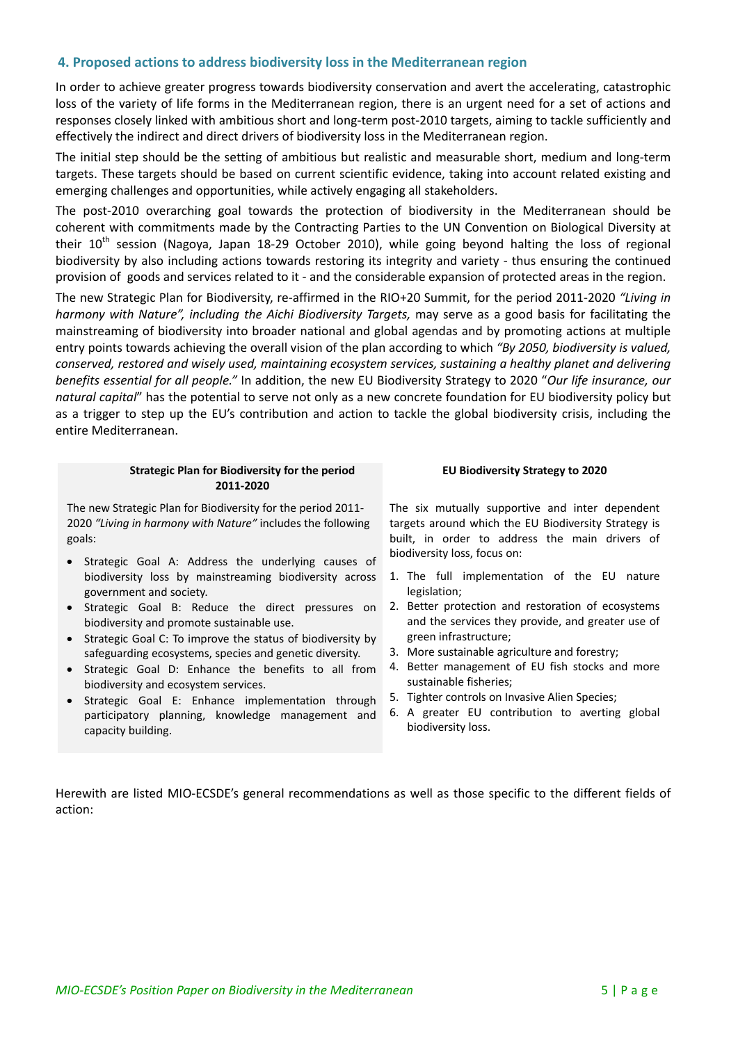## 4. Proposed actions to address biodiversity loss in the Mediterranean region

In order to achieve greater progress towards biodiversity conservation and avert the accelerating, catastrophic loss of the variety of life forms in the Mediterranean region, there is an urgent need for a set of actions and responses closely linked with ambitious short and long-term post-2010 targets, aiming to tackle sufficiently and effectively the indirect and direct drivers of biodiversity loss in the Mediterranean region.

The initial step should be the setting of ambitious but realistic and measurable short, medium and long-term targets. These targets should be based on current scientific evidence, taking into account related existing and emerging challenges and opportunities, while actively engaging all stakeholders.

The post-2010 overarching goal towards the protection of biodiversity in the Mediterranean should be coherent with commitments made by the Contracting Parties to the UN Convention on Biological Diversity at their 10th session (Nagoya, Japan 18-29 October 2010), while going beyond halting the loss of regional biodiversity by also including actions towards restoring its integrity and variety - thus ensuring the continued provision of goods and services related to it - and the considerable expansion of protected areas in the region.

The new Strategic Plan for Biodiversity, re-affirmed in the RIO+20 Summit, for the period 2011-2020 *"Living in harmony with Nature", including the Aichi Biodiversity Targets,* may serve as a good basis for facilitating the mainstreaming of biodiversity into broader national and global agendas and by promoting actions at multiple entry points towards achieving the overall vision of the plan according to which *"By 2050, biodiversity is valued, conserved, restored and wisely used, maintaining ecosystem services, sustaining a healthy planet and delivering benefits essential for all people."* In addition, the new EU Biodiversity Strategy to 2020 "*Our life insurance, our natural capital*" has the potential to serve not only as a new concrete foundation for EU biodiversity policy but as a trigger to step up the EU's contribution and action to tackle the global biodiversity crisis, including the entire Mediterranean.

**Strategic Plan for Biodiversity for the period 2011-2020**

The new Strategic Plan for Biodiversity for the period 2011-2020 *"Living in harmony with Nature"* includes the following goals:

- Strategic Goal A: Address the underlying causes of biodiversity loss by mainstreaming biodiversity across government and society.
- Strategic Goal B: Reduce the direct pressures on biodiversity and promote sustainable use.
- Strategic Goal C: To improve the status of biodiversity by safeguarding ecosystems, species and genetic diversity.
- Strategic Goal D: Enhance the benefits to all from biodiversity and ecosystem services.
- Strategic Goal E: Enhance implementation through participatory planning, knowledge management and capacity building.

**EU Biodiversity Strategy to 2020**

The six mutually supportive and inter dependent targets around which the EU Biodiversity Strategy is built, in order to address the main drivers of biodiversity loss, focus on:

1. The full implementation of the EU nature legislation;
2. Better protection and restoration of ecosystems and the services they provide, and greater use of green infrastructure;
3. More sustainable agriculture and forestry;
4. Better management of EU fish stocks and more sustainable fisheries;
5. Tighter controls on Invasive Alien Species;
6. A greater EU contribution to averting global biodiversity loss.

Herewith are listed MIO-ECSDE's general recommendations as well as those specific to the different fields of action: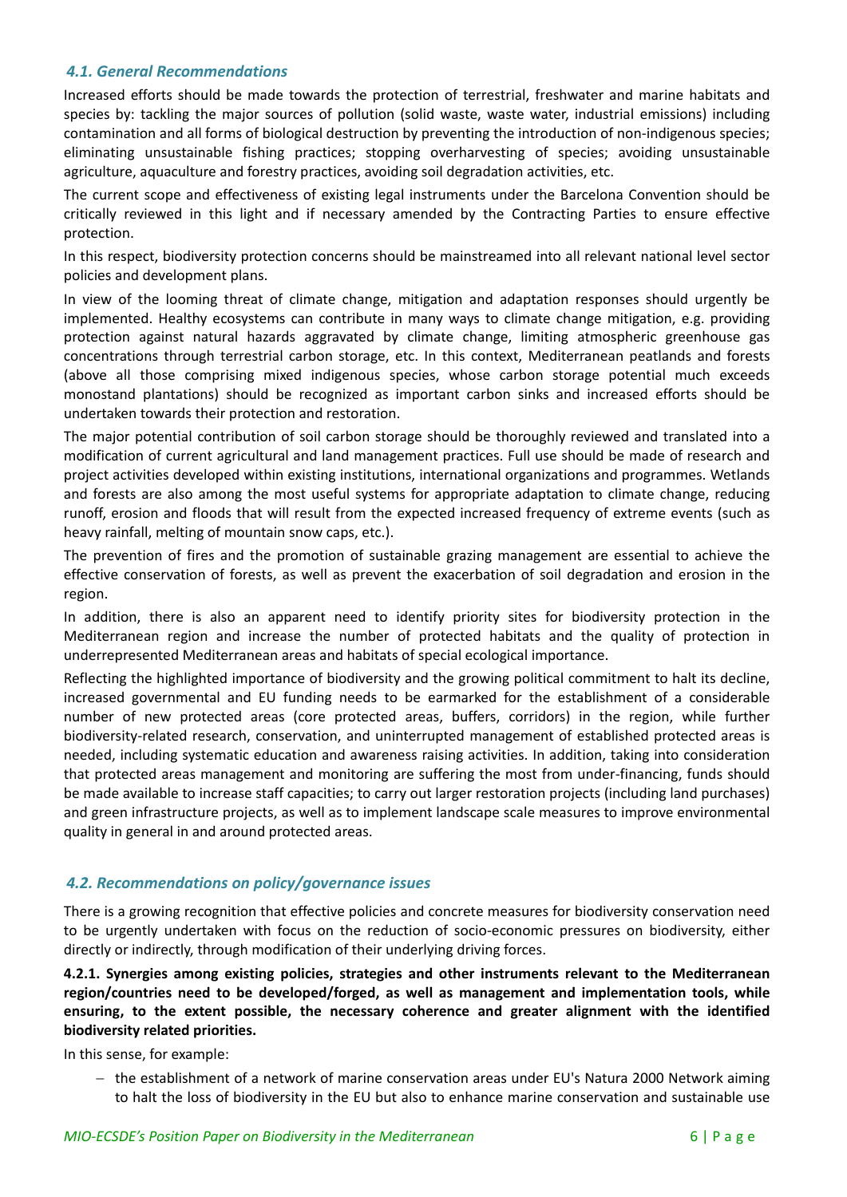### *4.1. General Recommendations*

Increased efforts should be made towards the protection of terrestrial, freshwater and marine habitats and species by: tackling the major sources of pollution (solid waste, waste water, industrial emissions) including contamination and all forms of biological destruction by preventing the introduction of non-indigenous species; eliminating unsustainable fishing practices; stopping overharvesting of species; avoiding unsustainable agriculture, aquaculture and forestry practices, avoiding soil degradation activities, etc.

The current scope and effectiveness of existing legal instruments under the Barcelona Convention should be critically reviewed in this light and if necessary amended by the Contracting Parties to ensure effective protection.

In this respect, biodiversity protection concerns should be mainstreamed into all relevant national level sector policies and development plans.

In view of the looming threat of climate change, mitigation and adaptation responses should urgently be implemented. Healthy ecosystems can contribute in many ways to climate change mitigation, e.g. providing protection against natural hazards aggravated by climate change, limiting atmospheric greenhouse gas concentrations through terrestrial carbon storage, etc. In this context, Mediterranean peatlands and forests (above all those comprising mixed indigenous species, whose carbon storage potential much exceeds monostand plantations) should be recognized as important carbon sinks and increased efforts should be undertaken towards their protection and restoration.

The major potential contribution of soil carbon storage should be thoroughly reviewed and translated into a modification of current agricultural and land management practices. Full use should be made of research and project activities developed within existing institutions, international organizations and programmes. Wetlands and forests are also among the most useful systems for appropriate adaptation to climate change, reducing runoff, erosion and floods that will result from the expected increased frequency of extreme events (such as heavy rainfall, melting of mountain snow caps, etc.).

The prevention of fires and the promotion of sustainable grazing management are essential to achieve the effective conservation of forests, as well as prevent the exacerbation of soil degradation and erosion in the region.

In addition, there is also an apparent need to identify priority sites for biodiversity protection in the Mediterranean region and increase the number of protected habitats and the quality of protection in underrepresented Mediterranean areas and habitats of special ecological importance.

Reflecting the highlighted importance of biodiversity and the growing political commitment to halt its decline, increased governmental and EU funding needs to be earmarked for the establishment of a considerable number of new protected areas (core protected areas, buffers, corridors) in the region, while further biodiversity-related research, conservation, and uninterrupted management of established protected areas is needed, including systematic education and awareness raising activities. In addition, taking into consideration that protected areas management and monitoring are suffering the most from under-financing, funds should be made available to increase staff capacities; to carry out larger restoration projects (including land purchases) and green infrastructure projects, as well as to implement landscape scale measures to improve environmental quality in general in and around protected areas.

### *4.2. Recommendations on policy/governance issues*

There is a growing recognition that effective policies and concrete measures for biodiversity conservation need to be urgently undertaken with focus on the reduction of socio-economic pressures on biodiversity, either directly or indirectly, through modification of their underlying driving forces.

**4.2.1. Synergies among existing policies, strategies and other instruments relevant to the Mediterranean region/countries need to be developed/forged, as well as management and implementation tools, while ensuring, to the extent possible, the necessary coherence and greater alignment with the identified biodiversity related priorities.**

In this sense, for example:

- the establishment of a network of marine conservation areas under EU's Natura 2000 Network aiming to halt the loss of biodiversity in the EU but also to enhance marine conservation and sustainable use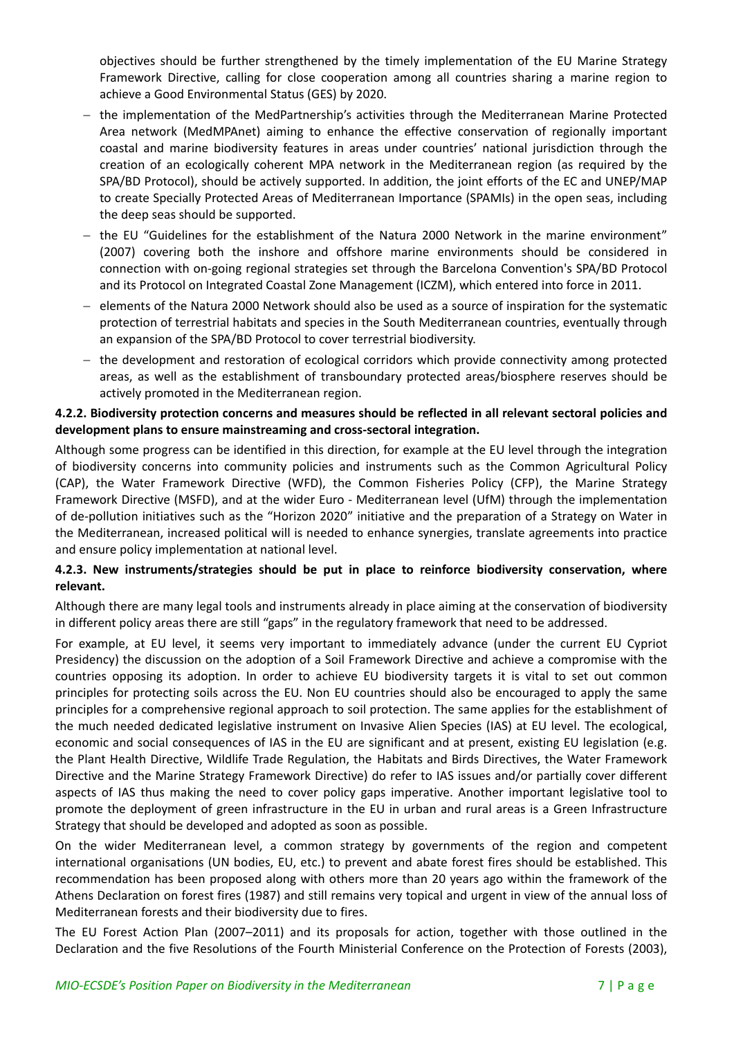objectives should be further strengthened by the timely implementation of the EU Marine Strategy Framework Directive, calling for close cooperation among all countries sharing a marine region to achieve a Good Environmental Status (GES) by 2020.

- the implementation of the MedPartnership's activities through the Mediterranean Marine Protected Area network (MedMPAnet) aiming to enhance the effective conservation of regionally important coastal and marine biodiversity features in areas under countries' national jurisdiction through the creation of an ecologically coherent MPA network in the Mediterranean region (as required by the SPA/BD Protocol), should be actively supported. In addition, the joint efforts of the EC and UNEP/MAP to create Specially Protected Areas of Mediterranean Importance (SPAMIs) in the open seas, including the deep seas should be supported.
- the EU "Guidelines for the establishment of the Natura 2000 Network in the marine environment" (2007) covering both the inshore and offshore marine environments should be considered in connection with on-going regional strategies set through the Barcelona Convention's SPA/BD Protocol and its Protocol on Integrated Coastal Zone Management (ICZM), which entered into force in 2011.
- elements of the Natura 2000 Network should also be used as a source of inspiration for the systematic protection of terrestrial habitats and species in the South Mediterranean countries, eventually through an expansion of the SPA/BD Protocol to cover terrestrial biodiversity.
- the development and restoration of ecological corridors which provide connectivity among protected areas, as well as the establishment of transboundary protected areas/biosphere reserves should be actively promoted in the Mediterranean region.

**4.2.2. Biodiversity protection concerns and measures should be reflected in all relevant sectoral policies and development plans to ensure mainstreaming and cross-sectoral integration.**

Although some progress can be identified in this direction, for example at the EU level through the integration of biodiversity concerns into community policies and instruments such as the Common Agricultural Policy (CAP), the Water Framework Directive (WFD), the Common Fisheries Policy (CFP), the Marine Strategy Framework Directive (MSFD), and at the wider Euro - Mediterranean level (UfM) through the implementation of de-pollution initiatives such as the "Horizon 2020" initiative and the preparation of a Strategy on Water in the Mediterranean, increased political will is needed to enhance synergies, translate agreements into practice and ensure policy implementation at national level.

**4.2.3. New instruments/strategies should be put in place to reinforce biodiversity conservation, where relevant.**

Although there are many legal tools and instruments already in place aiming at the conservation of biodiversity in different policy areas there are still "gaps" in the regulatory framework that need to be addressed.

For example, at EU level, it seems very important to immediately advance (under the current EU Cypriot Presidency) the discussion on the adoption of a Soil Framework Directive and achieve a compromise with the countries opposing its adoption. In order to achieve EU biodiversity targets it is vital to set out common principles for protecting soils across the EU. Non EU countries should also be encouraged to apply the same principles for a comprehensive regional approach to soil protection. The same applies for the establishment of the much needed dedicated legislative instrument on Invasive Alien Species (IAS) at EU level. The ecological, economic and social consequences of IAS in the EU are significant and at present, existing EU legislation (e.g. the Plant Health Directive, Wildlife Trade Regulation, the Habitats and Birds Directives, the Water Framework Directive and the Marine Strategy Framework Directive) do refer to IAS issues and/or partially cover different aspects of IAS thus making the need to cover policy gaps imperative. Another important legislative tool to promote the deployment of green infrastructure in the EU in urban and rural areas is a Green Infrastructure Strategy that should be developed and adopted as soon as possible.

On the wider Mediterranean level, a common strategy by governments of the region and competent international organisations (UN bodies, EU, etc.) to prevent and abate forest fires should be established. This recommendation has been proposed along with others more than 20 years ago within the framework of the Athens Declaration on forest fires (1987) and still remains very topical and urgent in view of the annual loss of Mediterranean forests and their biodiversity due to fires.

The EU Forest Action Plan (2007–2011) and its proposals for action, together with those outlined in the Declaration and the five Resolutions of the Fourth Ministerial Conference on the Protection of Forests (2003),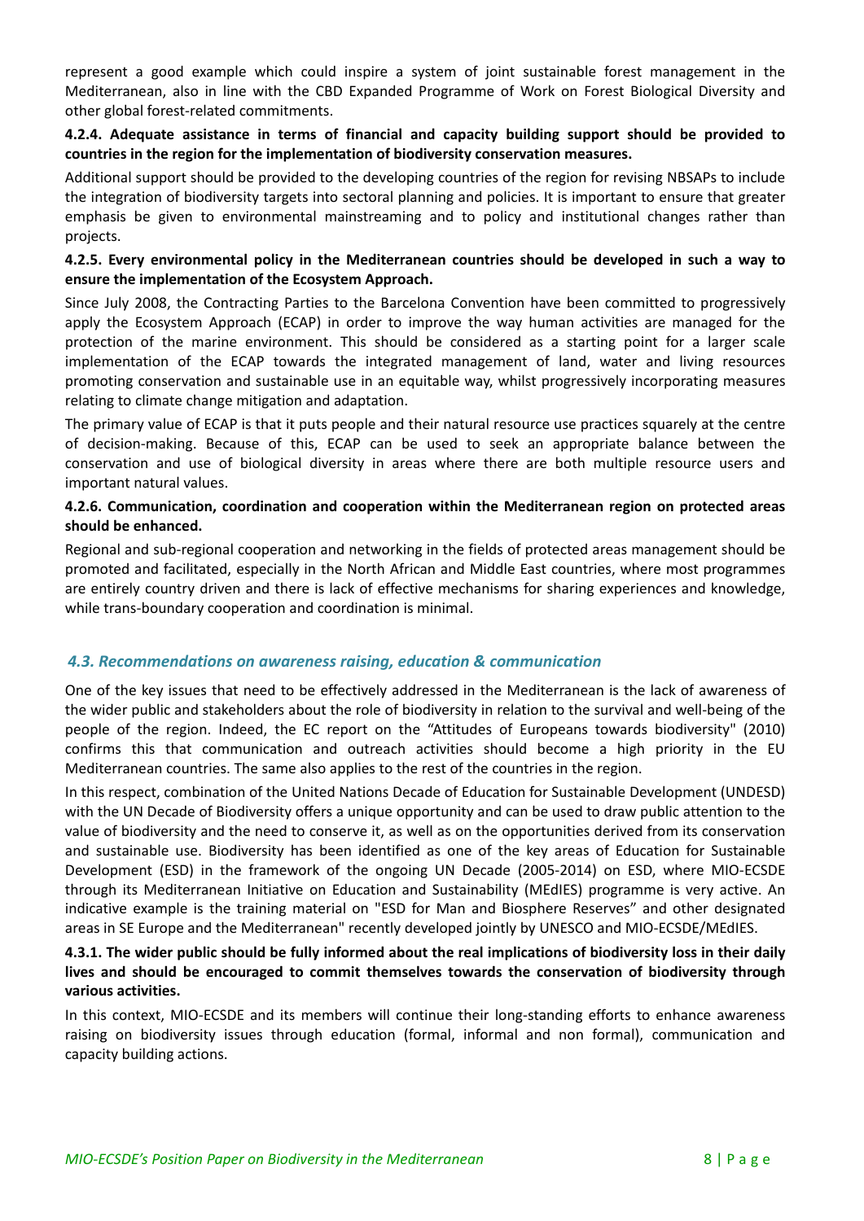represent a good example which could inspire a system of joint sustainable forest management in the Mediterranean, also in line with the CBD Expanded Programme of Work on Forest Biological Diversity and other global forest-related commitments.

**4.2.4. Adequate assistance in terms of financial and capacity building support should be provided to countries in the region for the implementation of biodiversity conservation measures.**

Additional support should be provided to the developing countries of the region for revising NBSAPs to include the integration of biodiversity targets into sectoral planning and policies. It is important to ensure that greater emphasis be given to environmental mainstreaming and to policy and institutional changes rather than projects.

**4.2.5. Every environmental policy in the Mediterranean countries should be developed in such a way to ensure the implementation of the Ecosystem Approach.**

Since July 2008, the Contracting Parties to the Barcelona Convention have been committed to progressively apply the Ecosystem Approach (ECAP) in order to improve the way human activities are managed for the protection of the marine environment. This should be considered as a starting point for a larger scale implementation of the ECAP towards the integrated management of land, water and living resources promoting conservation and sustainable use in an equitable way, whilst progressively incorporating measures relating to climate change mitigation and adaptation.

The primary value of ECAP is that it puts people and their natural resource use practices squarely at the centre of decision-making. Because of this, ECAP can be used to seek an appropriate balance between the conservation and use of biological diversity in areas where there are both multiple resource users and important natural values.

**4.2.6. Communication, coordination and cooperation within the Mediterranean region on protected areas should be enhanced.**

Regional and sub-regional cooperation and networking in the fields of protected areas management should be promoted and facilitated, especially in the North African and Middle East countries, where most programmes are entirely country driven and there is lack of effective mechanisms for sharing experiences and knowledge, while trans-boundary cooperation and coordination is minimal.

### *4.3. Recommendations on awareness raising, education & communication*

One of the key issues that need to be effectively addressed in the Mediterranean is the lack of awareness of the wider public and stakeholders about the role of biodiversity in relation to the survival and well-being of the people of the region. Indeed, the EC report on the "Attitudes of Europeans towards biodiversity" (2010) confirms this that communication and outreach activities should become a high priority in the EU Mediterranean countries. The same also applies to the rest of the countries in the region.

In this respect, combination of the United Nations Decade of Education for Sustainable Development (UNDESD) with the UN Decade of Biodiversity offers a unique opportunity and can be used to draw public attention to the value of biodiversity and the need to conserve it, as well as on the opportunities derived from its conservation and sustainable use. Biodiversity has been identified as one of the key areas of Education for Sustainable Development (ESD) in the framework of the ongoing UN Decade (2005-2014) on ESD, where MIO-ECSDE through its Mediterranean Initiative on Education and Sustainability (MEdIES) programme is very active. An indicative example is the training material on "ESD for Man and Biosphere Reserves" and other designated areas in SE Europe and the Mediterranean" recently developed jointly by UNESCO and MIO-ECSDE/MEdIES.

**4.3.1. The wider public should be fully informed about the real implications of biodiversity loss in their daily lives and should be encouraged to commit themselves towards the conservation of biodiversity through various activities.**

In this context, MIO-ECSDE and its members will continue their long-standing efforts to enhance awareness raising on biodiversity issues through education (formal, informal and non formal), communication and capacity building actions.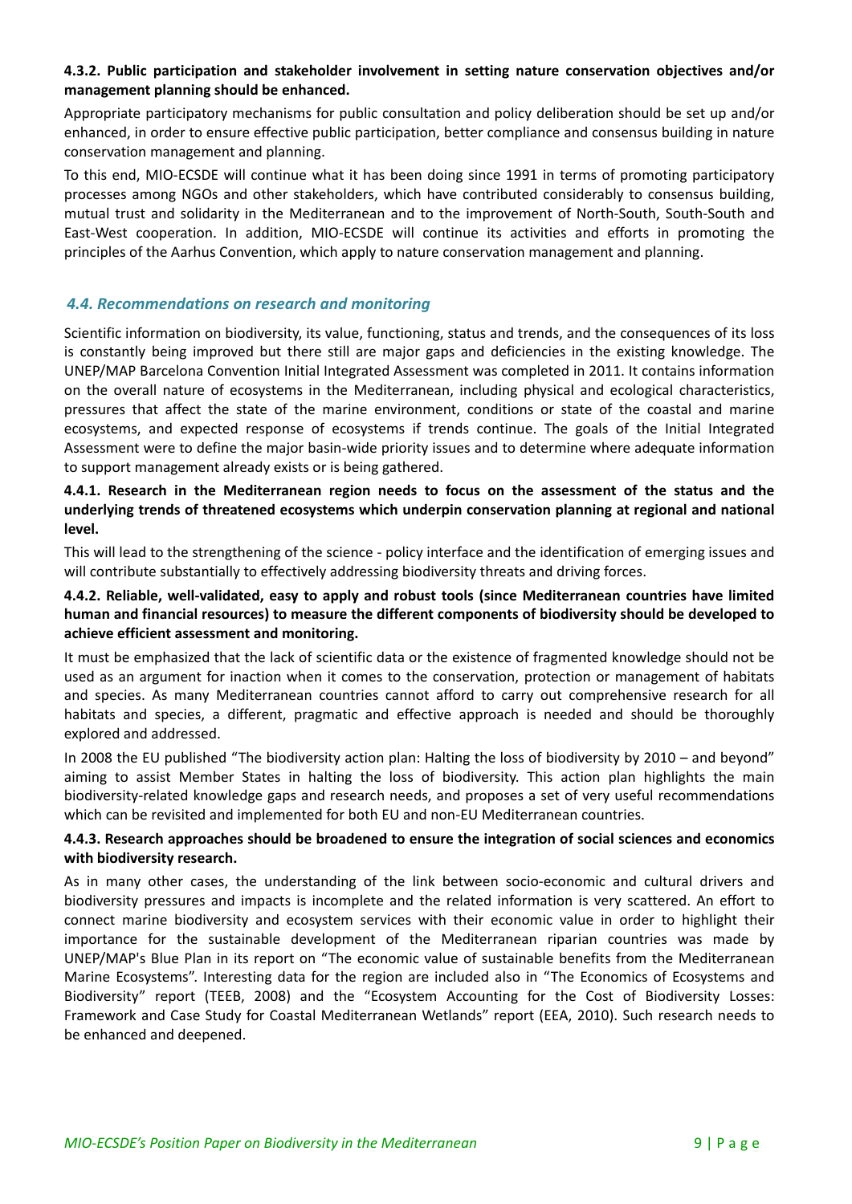**4.3.2. Public participation and stakeholder involvement in setting nature conservation objectives and/or management planning should be enhanced.**

Appropriate participatory mechanisms for public consultation and policy deliberation should be set up and/or enhanced, in order to ensure effective public participation, better compliance and consensus building in nature conservation management and planning.

To this end, MIO-ECSDE will continue what it has been doing since 1991 in terms of promoting participatory processes among NGOs and other stakeholders, which have contributed considerably to consensus building, mutual trust and solidarity in the Mediterranean and to the improvement of North-South, South-South and East-West cooperation. In addition, MIO-ECSDE will continue its activities and efforts in promoting the principles of the Aarhus Convention, which apply to nature conservation management and planning.

## *4.4. Recommendations on research and monitoring*

Scientific information on biodiversity, its value, functioning, status and trends, and the consequences of its loss is constantly being improved but there still are major gaps and deficiencies in the existing knowledge. The UNEP/MAP Barcelona Convention Initial Integrated Assessment was completed in 2011. It contains information on the overall nature of ecosystems in the Mediterranean, including physical and ecological characteristics, pressures that affect the state of the marine environment, conditions or state of the coastal and marine ecosystems, and expected response of ecosystems if trends continue. The goals of the Initial Integrated Assessment were to define the major basin-wide priority issues and to determine where adequate information to support management already exists or is being gathered.

**4.4.1. Research in the Mediterranean region needs to focus on the assessment of the status and the underlying trends of threatened ecosystems which underpin conservation planning at regional and national level.**

This will lead to the strengthening of the science - policy interface and the identification of emerging issues and will contribute substantially to effectively addressing biodiversity threats and driving forces.

**4.4.2. Reliable, well-validated, easy to apply and robust tools (since Mediterranean countries have limited human and financial resources) to measure the different components of biodiversity should be developed to achieve efficient assessment and monitoring.**

It must be emphasized that the lack of scientific data or the existence of fragmented knowledge should not be used as an argument for inaction when it comes to the conservation, protection or management of habitats and species. As many Mediterranean countries cannot afford to carry out comprehensive research for all habitats and species, a different, pragmatic and effective approach is needed and should be thoroughly explored and addressed.

In 2008 the EU published "The biodiversity action plan: Halting the loss of biodiversity by 2010 – and beyond" aiming to assist Member States in halting the loss of biodiversity. This action plan highlights the main biodiversity-related knowledge gaps and research needs, and proposes a set of very useful recommendations which can be revisited and implemented for both EU and non-EU Mediterranean countries.

**4.4.3. Research approaches should be broadened to ensure the integration of social sciences and economics with biodiversity research.**

As in many other cases, the understanding of the link between socio-economic and cultural drivers and biodiversity pressures and impacts is incomplete and the related information is very scattered. An effort to connect marine biodiversity and ecosystem services with their economic value in order to highlight their importance for the sustainable development of the Mediterranean riparian countries was made by UNEP/MAP's Blue Plan in its report on "The economic value of sustainable benefits from the Mediterranean Marine Ecosystems". Interesting data for the region are included also in "The Economics of Ecosystems and Biodiversity" report (TEEB, 2008) and the "Ecosystem Accounting for the Cost of Biodiversity Losses: Framework and Case Study for Coastal Mediterranean Wetlands" report (EEA, 2010). Such research needs to be enhanced and deepened.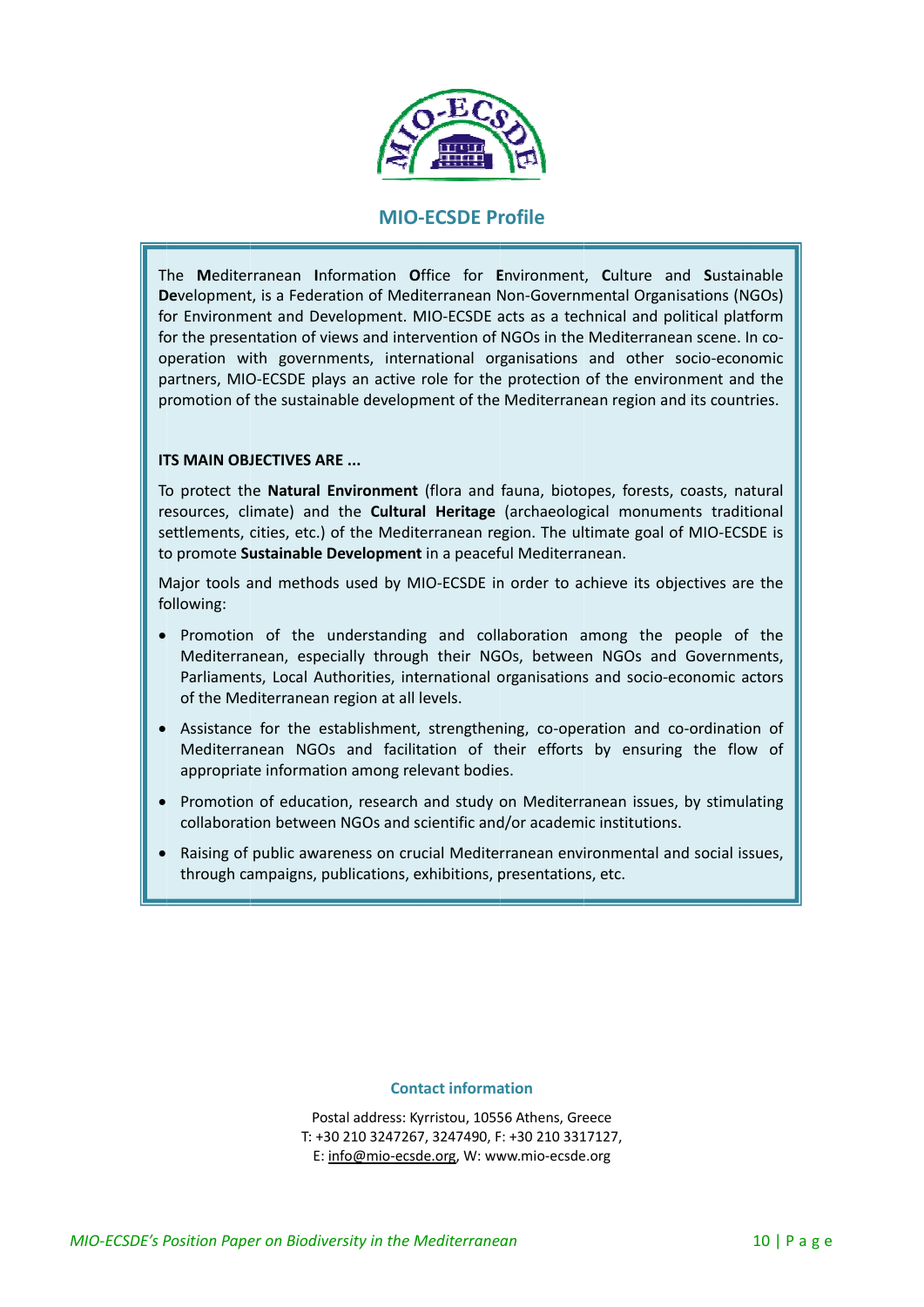## MIO-ECSDE Profile

The **M**editerranean **I**nformation **O**ffice for **E**nvironment, **C**ulture and **S**ustainable **De**velopment, is a Federation of Mediterranean Non-Governmental Organisations (NGOs) for Environment and Development. MIO-ECSDE acts as a technical and political platform for the presentation of views and intervention of NGOs in the Mediterranean scene. In co-operation with governments, international organisations and other socio-economic partners, MIO-ECSDE plays an active role for the protection of the environment and the promotion of the sustainable development of the Mediterranean region and its countries.

**ITS MAIN OBJECTIVES ARE ...**

To protect the **Natural Environment** (flora and fauna, biotopes, forests, coasts, natural resources, climate) and the **Cultural Heritage** (archaeological monuments traditional settlements, cities, etc.) of the Mediterranean region. The ultimate goal of MIO-ECSDE is to promote **Sustainable Development** in a peaceful Mediterranean.

Major tools and methods used by MIO-ECSDE in order to achieve its objectives are the following:

- Promotion of the understanding and collaboration among the people of the Mediterranean, especially through their NGOs, between NGOs and Governments, Parliaments, Local Authorities, international organisations and socio-economic actors of the Mediterranean region at all levels.
- Assistance for the establishment, strengthening, co-operation and co-ordination of Mediterranean NGOs and facilitation of their efforts by ensuring the flow of appropriate information among relevant bodies.
- Promotion of education, research and study on Mediterranean issues, by stimulating collaboration between NGOs and scientific and/or academic institutions.
- Raising of public awareness on crucial Mediterranean environmental and social issues, through campaigns, publications, exhibitions, presentations, etc.

**Contact information**

Postal address: Kyrristou, 10556 Athens, Greece
T: +30 210 3247267, 3247490, F: +30 210 3317127,
E: info@mio-ecsde.org, W: www.mio-ecsde.org